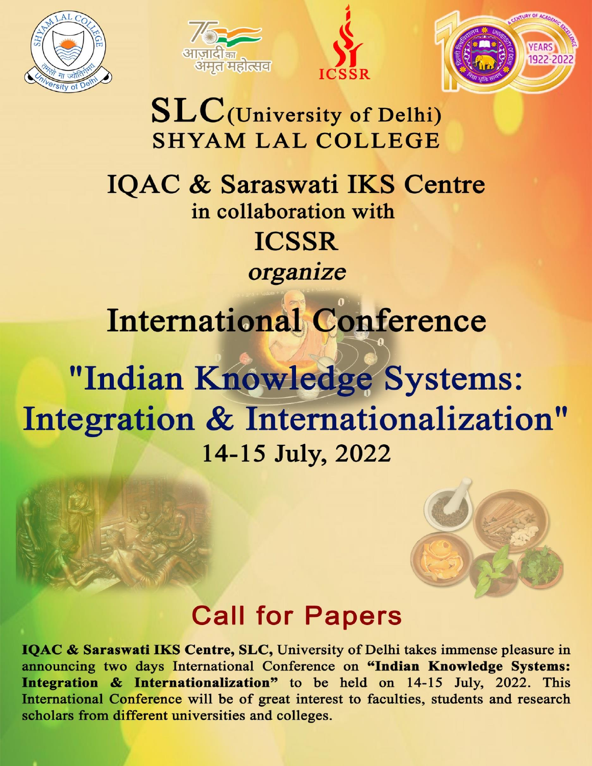# SLC (University of Delhi)
# SHYAM LAL COLLEGE

## IQAC & Saraswati IKS Centre
in collaboration with
## ICSSR
*organize*

# International Conference

# "Indian Knowledge Systems: Integration & Internationalization"

### 14-15 July, 2022

## Call for Papers

**IQAC & Saraswati IKS Centre, SLC,** University of Delhi takes immense pleasure in announcing two days International Conference on **"Indian Knowledge Systems: Integration & Internationalization"** to be held on 14-15 July, 2022. This International Conference will be of great interest to faculties, students and research scholars from different universities and colleges.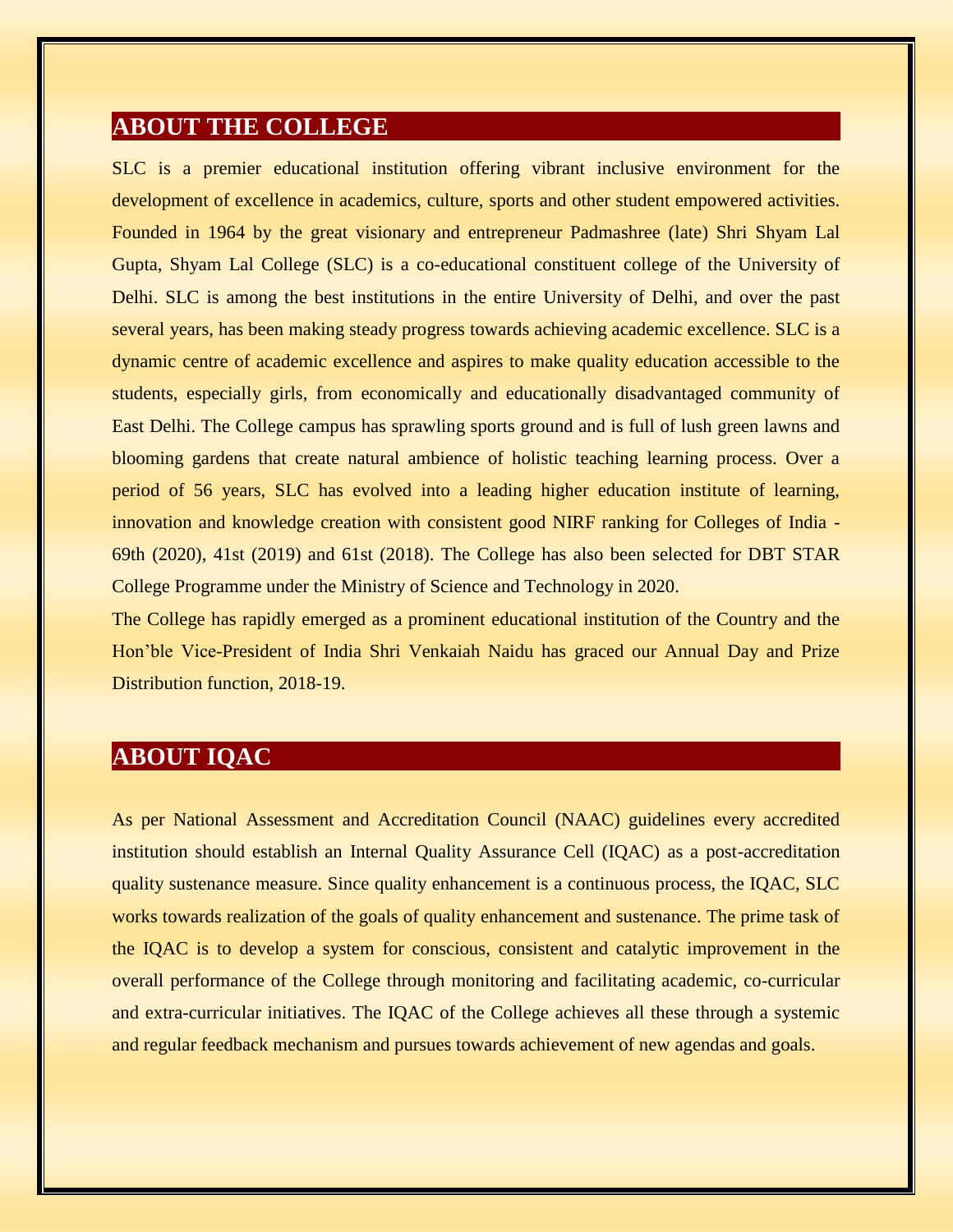## ABOUT THE COLLEGE

SLC is a premier educational institution offering vibrant inclusive environment for the development of excellence in academics, culture, sports and other student empowered activities. Founded in 1964 by the great visionary and entrepreneur Padmashree (late) Shri Shyam Lal Gupta, Shyam Lal College (SLC) is a co-educational constituent college of the University of Delhi. SLC is among the best institutions in the entire University of Delhi, and over the past several years, has been making steady progress towards achieving academic excellence. SLC is a dynamic centre of academic excellence and aspires to make quality education accessible to the students, especially girls, from economically and educationally disadvantaged community of East Delhi. The College campus has sprawling sports ground and is full of lush green lawns and blooming gardens that create natural ambience of holistic teaching learning process. Over a period of 56 years, SLC has evolved into a leading higher education institute of learning, innovation and knowledge creation with consistent good NIRF ranking for Colleges of India - 69th (2020), 41st (2019) and 61st (2018). The College has also been selected for DBT STAR College Programme under the Ministry of Science and Technology in 2020.

The College has rapidly emerged as a prominent educational institution of the Country and the Hon'ble Vice-President of India Shri Venkaiah Naidu has graced our Annual Day and Prize Distribution function, 2018-19.

## ABOUT IQAC

As per National Assessment and Accreditation Council (NAAC) guidelines every accredited institution should establish an Internal Quality Assurance Cell (IQAC) as a post-accreditation quality sustenance measure. Since quality enhancement is a continuous process, the IQAC, SLC works towards realization of the goals of quality enhancement and sustenance. The prime task of the IQAC is to develop a system for conscious, consistent and catalytic improvement in the overall performance of the College through monitoring and facilitating academic, co-curricular and extra-curricular initiatives. The IQAC of the College achieves all these through a systemic and regular feedback mechanism and pursues towards achievement of new agendas and goals.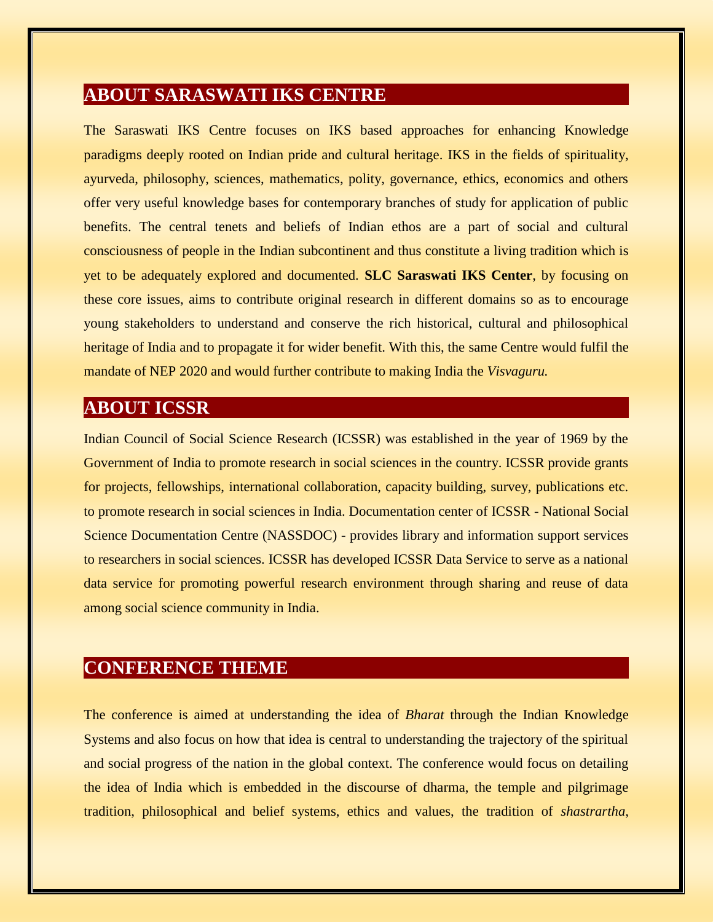## ABOUT SARASWATI IKS CENTRE

The Saraswati IKS Centre focuses on IKS based approaches for enhancing Knowledge paradigms deeply rooted on Indian pride and cultural heritage. IKS in the fields of spirituality, ayurveda, philosophy, sciences, mathematics, polity, governance, ethics, economics and others offer very useful knowledge bases for contemporary branches of study for application of public benefits. The central tenets and beliefs of Indian ethos are a part of social and cultural consciousness of people in the Indian subcontinent and thus constitute a living tradition which is yet to be adequately explored and documented. **SLC Saraswati IKS Center**, by focusing on these core issues, aims to contribute original research in different domains so as to encourage young stakeholders to understand and conserve the rich historical, cultural and philosophical heritage of India and to propagate it for wider benefit. With this, the same Centre would fulfil the mandate of NEP 2020 and would further contribute to making India the *Visvaguru.*

## ABOUT ICSSR

Indian Council of Social Science Research (ICSSR) was established in the year of 1969 by the Government of India to promote research in social sciences in the country. ICSSR provide grants for projects, fellowships, international collaboration, capacity building, survey, publications etc. to promote research in social sciences in India. Documentation center of ICSSR - National Social Science Documentation Centre (NASSDOC) - provides library and information support services to researchers in social sciences. ICSSR has developed ICSSR Data Service to serve as a national data service for promoting powerful research environment through sharing and reuse of data among social science community in India.

## CONFERENCE THEME

The conference is aimed at understanding the idea of *Bharat* through the Indian Knowledge Systems and also focus on how that idea is central to understanding the trajectory of the spiritual and social progress of the nation in the global context. The conference would focus on detailing the idea of India which is embedded in the discourse of dharma, the temple and pilgrimage tradition, philosophical and belief systems, ethics and values, the tradition of *shastrartha*,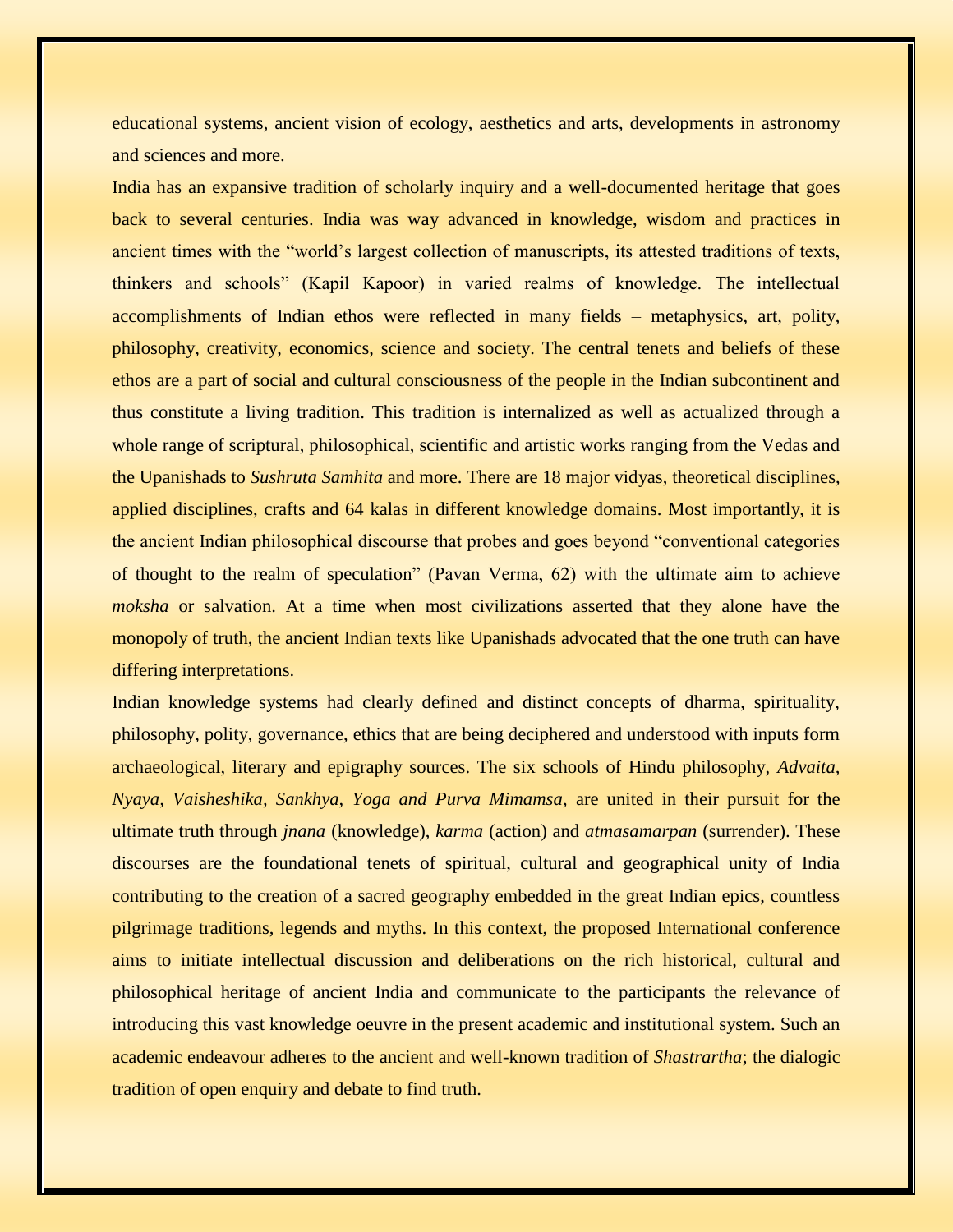educational systems, ancient vision of ecology, aesthetics and arts, developments in astronomy and sciences and more.

India has an expansive tradition of scholarly inquiry and a well-documented heritage that goes back to several centuries. India was way advanced in knowledge, wisdom and practices in ancient times with the "world's largest collection of manuscripts, its attested traditions of texts, thinkers and schools" (Kapil Kapoor) in varied realms of knowledge. The intellectual accomplishments of Indian ethos were reflected in many fields – metaphysics, art, polity, philosophy, creativity, economics, science and society. The central tenets and beliefs of these ethos are a part of social and cultural consciousness of the people in the Indian subcontinent and thus constitute a living tradition. This tradition is internalized as well as actualized through a whole range of scriptural, philosophical, scientific and artistic works ranging from the Vedas and the Upanishads to *Sushruta Samhita* and more. There are 18 major vidyas, theoretical disciplines, applied disciplines, crafts and 64 kalas in different knowledge domains. Most importantly, it is the ancient Indian philosophical discourse that probes and goes beyond "conventional categories of thought to the realm of speculation" (Pavan Verma, 62) with the ultimate aim to achieve *moksha* or salvation. At a time when most civilizations asserted that they alone have the monopoly of truth, the ancient Indian texts like Upanishads advocated that the one truth can have differing interpretations.

Indian knowledge systems had clearly defined and distinct concepts of dharma, spirituality, philosophy, polity, governance, ethics that are being deciphered and understood with inputs form archaeological, literary and epigraphy sources. The six schools of Hindu philosophy, *Advaita, Nyaya, Vaisheshika, Sankhya, Yoga and Purva Mimamsa*, are united in their pursuit for the ultimate truth through *jnana* (knowledge), *karma* (action) and *atmasamarpan* (surrender). These discourses are the foundational tenets of spiritual, cultural and geographical unity of India contributing to the creation of a sacred geography embedded in the great Indian epics, countless pilgrimage traditions, legends and myths. In this context, the proposed International conference aims to initiate intellectual discussion and deliberations on the rich historical, cultural and philosophical heritage of ancient India and communicate to the participants the relevance of introducing this vast knowledge oeuvre in the present academic and institutional system. Such an academic endeavour adheres to the ancient and well-known tradition of *Shastrartha*; the dialogic tradition of open enquiry and debate to find truth.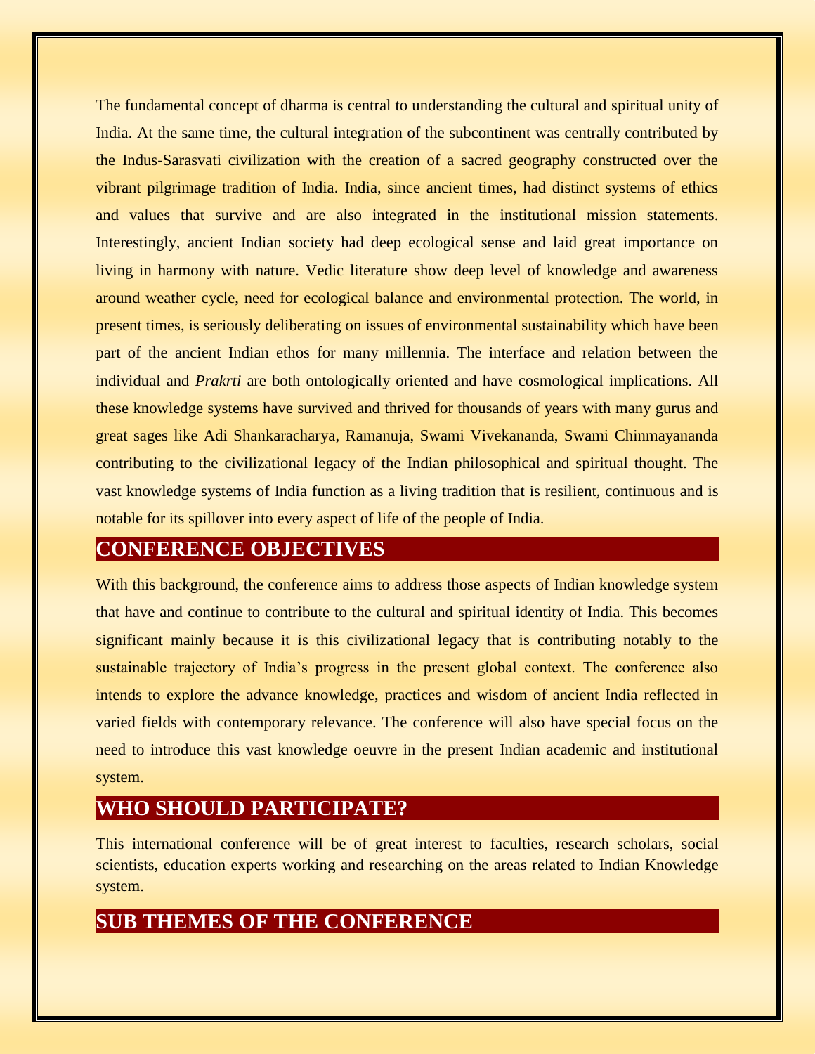The fundamental concept of dharma is central to understanding the cultural and spiritual unity of India. At the same time, the cultural integration of the subcontinent was centrally contributed by the Indus-Sarasvati civilization with the creation of a sacred geography constructed over the vibrant pilgrimage tradition of India. India, since ancient times, had distinct systems of ethics and values that survive and are also integrated in the institutional mission statements. Interestingly, ancient Indian society had deep ecological sense and laid great importance on living in harmony with nature. Vedic literature show deep level of knowledge and awareness around weather cycle, need for ecological balance and environmental protection. The world, in present times, is seriously deliberating on issues of environmental sustainability which have been part of the ancient Indian ethos for many millennia. The interface and relation between the individual and *Prakrti* are both ontologically oriented and have cosmological implications. All these knowledge systems have survived and thrived for thousands of years with many gurus and great sages like Adi Shankaracharya, Ramanuja, Swami Vivekananda, Swami Chinmayananda contributing to the civilizational legacy of the Indian philosophical and spiritual thought. The vast knowledge systems of India function as a living tradition that is resilient, continuous and is notable for its spillover into every aspect of life of the people of India.

## CONFERENCE OBJECTIVES

With this background, the conference aims to address those aspects of Indian knowledge system that have and continue to contribute to the cultural and spiritual identity of India. This becomes significant mainly because it is this civilizational legacy that is contributing notably to the sustainable trajectory of India's progress in the present global context. The conference also intends to explore the advance knowledge, practices and wisdom of ancient India reflected in varied fields with contemporary relevance. The conference will also have special focus on the need to introduce this vast knowledge oeuvre in the present Indian academic and institutional system.

## WHO SHOULD PARTICIPATE?

This international conference will be of great interest to faculties, research scholars, social scientists, education experts working and researching on the areas related to Indian Knowledge system.

## SUB THEMES OF THE CONFERENCE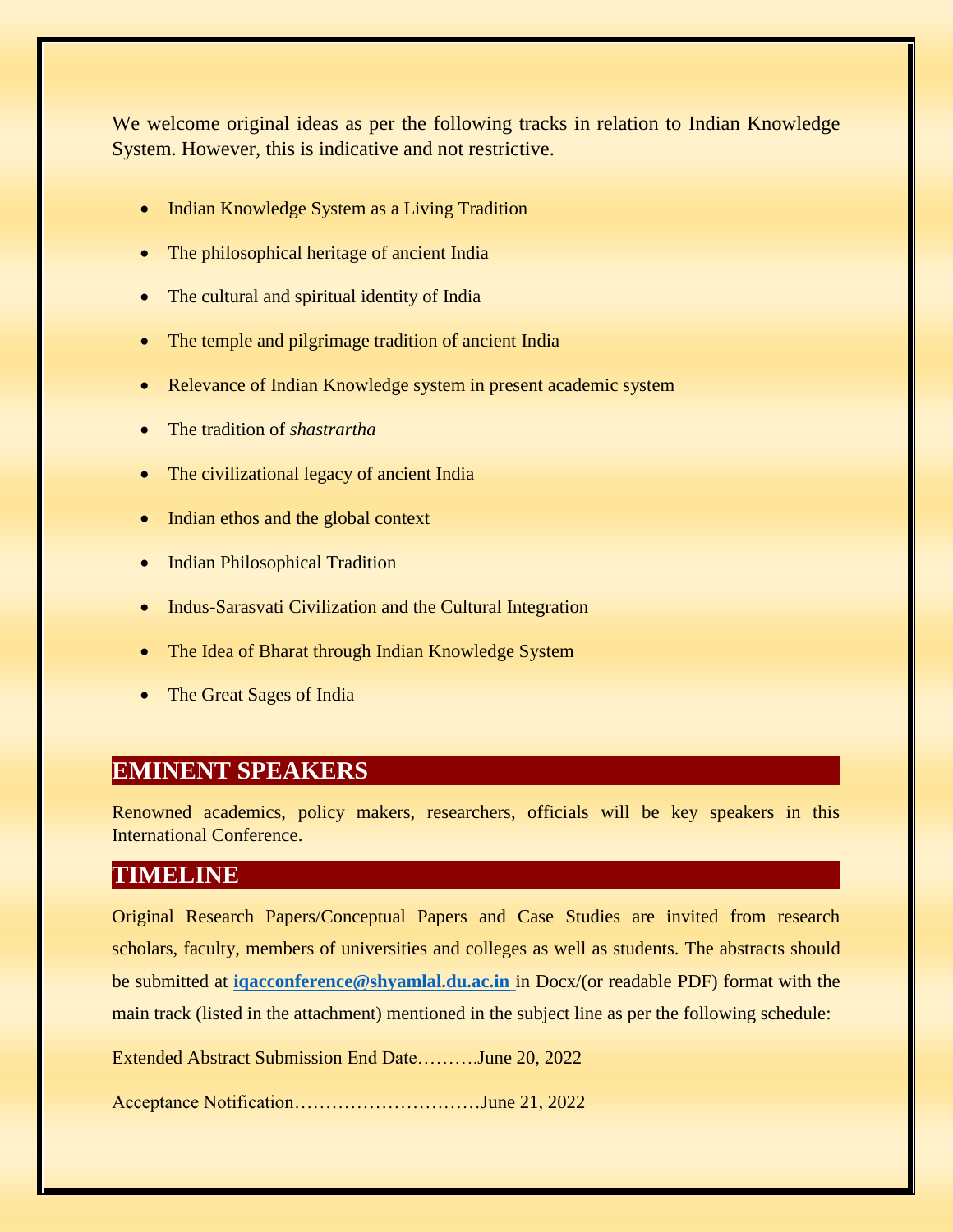We welcome original ideas as per the following tracks in relation to Indian Knowledge System. However, this is indicative and not restrictive.

- Indian Knowledge System as a Living Tradition
- The philosophical heritage of ancient India
- The cultural and spiritual identity of India
- The temple and pilgrimage tradition of ancient India
- Relevance of Indian Knowledge system in present academic system
- The tradition of *shastrartha*
- The civilizational legacy of ancient India
- Indian ethos and the global context
- Indian Philosophical Tradition
- Indus-Sarasvati Civilization and the Cultural Integration
- The Idea of Bharat through Indian Knowledge System
- The Great Sages of India

## EMINENT SPEAKERS

Renowned academics, policy makers, researchers, officials will be key speakers in this International Conference.

## TIMELINE

Original Research Papers/Conceptual Papers and Case Studies are invited from research scholars, faculty, members of universities and colleges as well as students. The abstracts should be submitted at **iqacconference@shyamlal.du.ac.in** in Docx/(or readable PDF) format with the main track (listed in the attachment) mentioned in the subject line as per the following schedule:

Extended Abstract Submission End Date……….June 20, 2022

Acceptance Notification…………………………June 21, 2022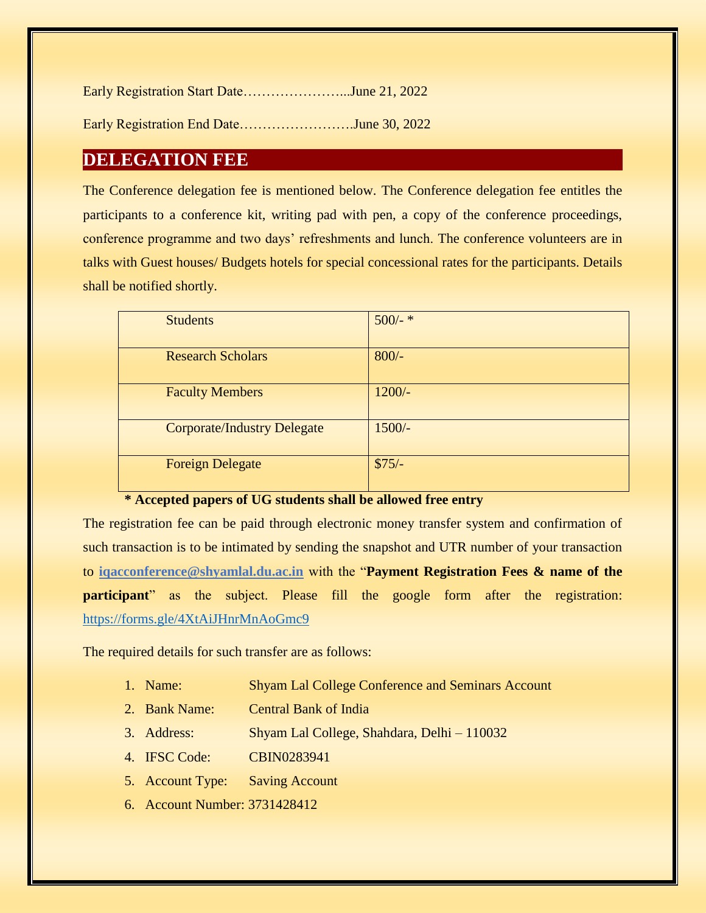Early Registration Start Date…………………...June 21, 2022

Early Registration End Date…………………….June 30, 2022

## DELEGATION FEE

The Conference delegation fee is mentioned below. The Conference delegation fee entitles the participants to a conference kit, writing pad with pen, a copy of the conference proceedings, conference programme and two days' refreshments and lunch. The conference volunteers are in talks with Guest houses/ Budgets hotels for special concessional rates for the participants. Details shall be notified shortly.

| | |
|---|---|
| Students | 500/- * |
| Research Scholars | 800/- |
| Faculty Members | 1200/- |
| Corporate/Industry Delegate | 1500/- |
| Foreign Delegate | $75/- |

**\* Accepted papers of UG students shall be allowed free entry**

The registration fee can be paid through electronic money transfer system and confirmation of such transaction is to be intimated by sending the snapshot and UTR number of your transaction to **iqacconference@shyamlal.du.ac.in** with the "**Payment Registration Fees & name of the participant**" as the subject. Please fill the google form after the registration: https://forms.gle/4XtAiJHnrMnAoGmc9

The required details for such transfer are as follows:

1. Name: Shyam Lal College Conference and Seminars Account
2. Bank Name: Central Bank of India
3. Address: Shyam Lal College, Shahdara, Delhi – 110032
4. IFSC Code: CBIN0283941
5. Account Type: Saving Account
6. Account Number: 3731428412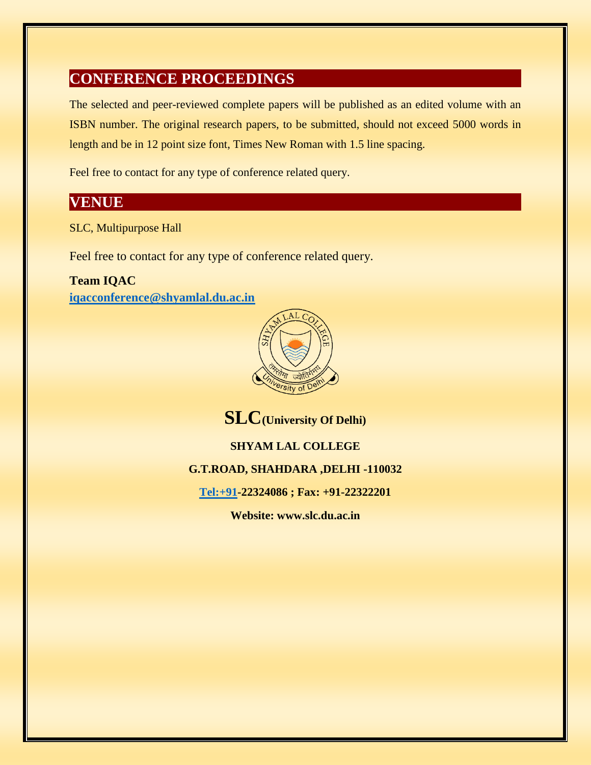## CONFERENCE PROCEEDINGS

The selected and peer-reviewed complete papers will be published as an edited volume with an ISBN number. The original research papers, to be submitted, should not exceed 5000 words in length and be in 12 point size font, Times New Roman with 1.5 line spacing.

Feel free to contact for any type of conference related query.

## VENUE

SLC, Multipurpose Hall

Feel free to contact for any type of conference related query.

**Team IQAC**
**iqacconference@shyamlal.du.ac.in**

**SLC (University Of Delhi)**

**SHYAM LAL COLLEGE**

**G.T.ROAD, SHAHDARA ,DELHI -110032**

**Tel:+91-22324086 ; Fax: +91-22322201**

**Website: www.slc.du.ac.in**